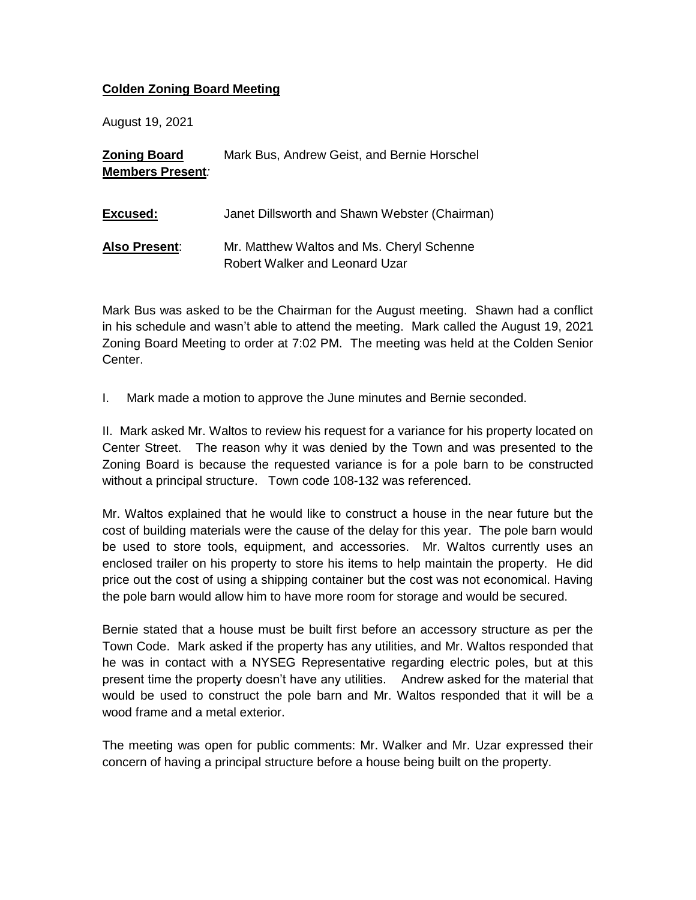**<u>Colden Zoning Board Meeting</u>**

August 19, 2021

| | |
|---|---|
| **<u>Zoning Board Members Present</u>***:* | Mark Bus, Andrew Geist, and Bernie Horschel |
| **<u>Excused:</u>** | Janet Dillsworth and Shawn Webster (Chairman) |
| **<u>Also Present</u>**: | Mr. Matthew Waltos and Ms. Cheryl Schenne<br>Robert Walker and Leonard Uzar |

Mark Bus was asked to be the Chairman for the August meeting. Shawn had a conflict in his schedule and wasn't able to attend the meeting. Mark called the August 19, 2021 Zoning Board Meeting to order at 7:02 PM. The meeting was held at the Colden Senior Center.

I. Mark made a motion to approve the June minutes and Bernie seconded.

II. Mark asked Mr. Waltos to review his request for a variance for his property located on Center Street. The reason why it was denied by the Town and was presented to the Zoning Board is because the requested variance is for a pole barn to be constructed without a principal structure. Town code 108-132 was referenced.

Mr. Waltos explained that he would like to construct a house in the near future but the cost of building materials were the cause of the delay for this year. The pole barn would be used to store tools, equipment, and accessories. Mr. Waltos currently uses an enclosed trailer on his property to store his items to help maintain the property. He did price out the cost of using a shipping container but the cost was not economical. Having the pole barn would allow him to have more room for storage and would be secured.

Bernie stated that a house must be built first before an accessory structure as per the Town Code. Mark asked if the property has any utilities, and Mr. Waltos responded that he was in contact with a NYSEG Representative regarding electric poles, but at this present time the property doesn't have any utilities. Andrew asked for the material that would be used to construct the pole barn and Mr. Waltos responded that it will be a wood frame and a metal exterior.

The meeting was open for public comments: Mr. Walker and Mr. Uzar expressed their concern of having a principal structure before a house being built on the property.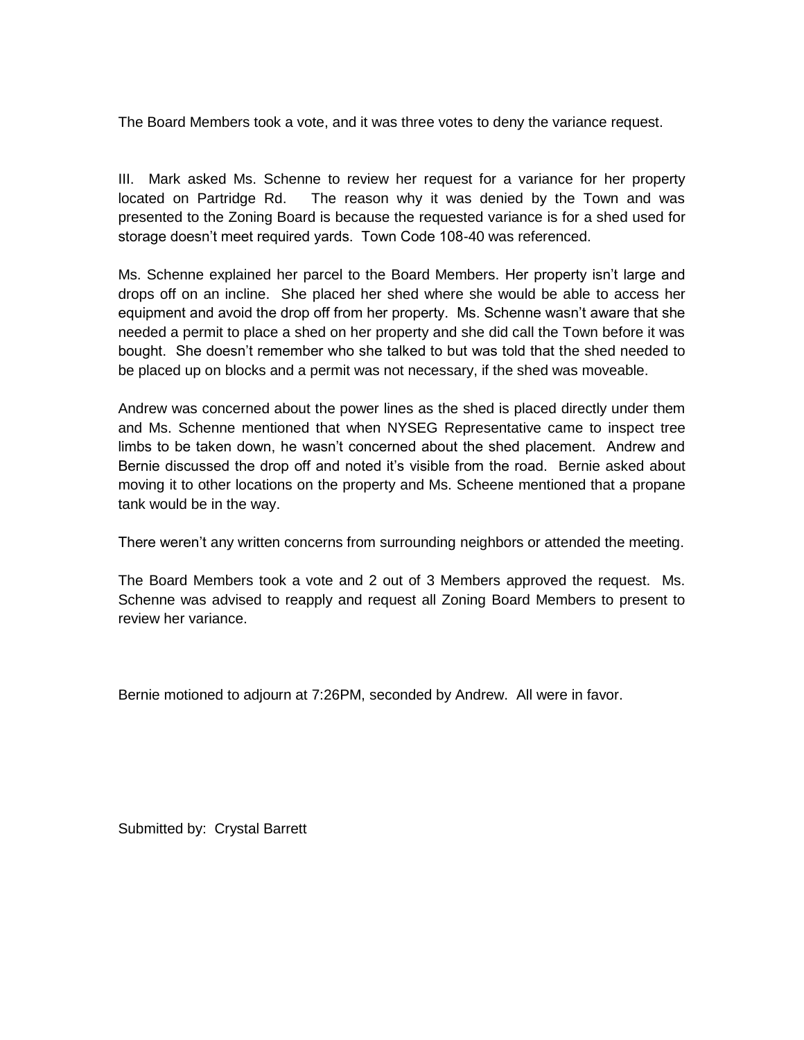The Board Members took a vote, and it was three votes to deny the variance request.

III. Mark asked Ms. Schenne to review her request for a variance for her property located on Partridge Rd. The reason why it was denied by the Town and was presented to the Zoning Board is because the requested variance is for a shed used for storage doesn't meet required yards. Town Code 108-40 was referenced.

Ms. Schenne explained her parcel to the Board Members. Her property isn't large and drops off on an incline. She placed her shed where she would be able to access her equipment and avoid the drop off from her property. Ms. Schenne wasn't aware that she needed a permit to place a shed on her property and she did call the Town before it was bought. She doesn't remember who she talked to but was told that the shed needed to be placed up on blocks and a permit was not necessary, if the shed was moveable.

Andrew was concerned about the power lines as the shed is placed directly under them and Ms. Schenne mentioned that when NYSEG Representative came to inspect tree limbs to be taken down, he wasn't concerned about the shed placement. Andrew and Bernie discussed the drop off and noted it's visible from the road. Bernie asked about moving it to other locations on the property and Ms. Scheene mentioned that a propane tank would be in the way.

There weren't any written concerns from surrounding neighbors or attended the meeting.

The Board Members took a vote and 2 out of 3 Members approved the request. Ms. Schenne was advised to reapply and request all Zoning Board Members to present to review her variance.

Bernie motioned to adjourn at 7:26PM, seconded by Andrew. All were in favor.

Submitted by: Crystal Barrett